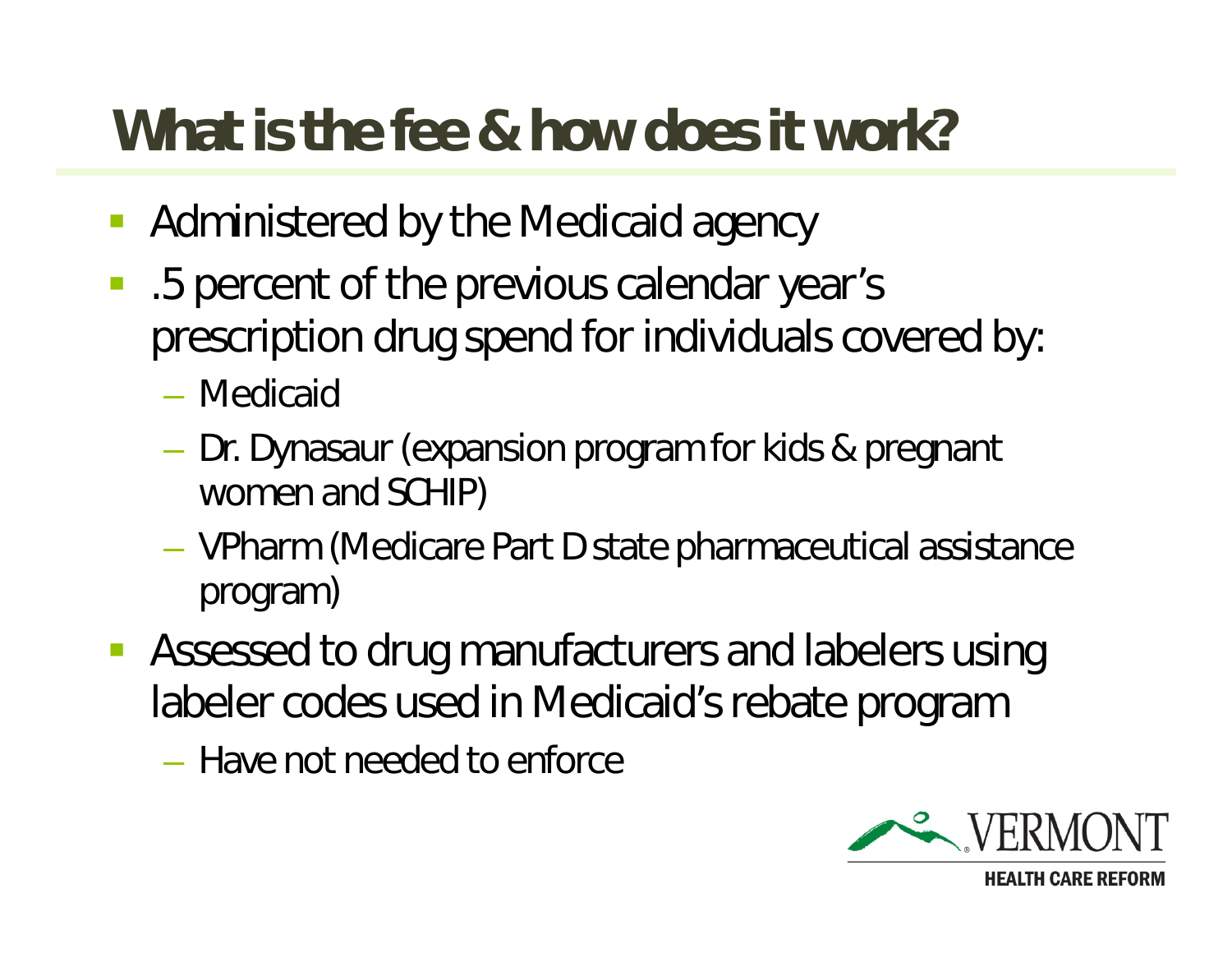# What is the fee & how does it work?

- Administered by the Medicaid agency
- .5 percent of the previous calendar year's prescription drug spend for individuals covered by:
  - Medicaid
  - Dr. Dynasaur (expansion program for kids & pregnant women and SCHIP)
  - VPharm (Medicare Part D state pharmaceutical assistance program)
- Assessed to drug manufacturers and labelers using labeler codes used in Medicaid's rebate program
  - Have not needed to enforce

VERMONT
HEALTH CARE REFORM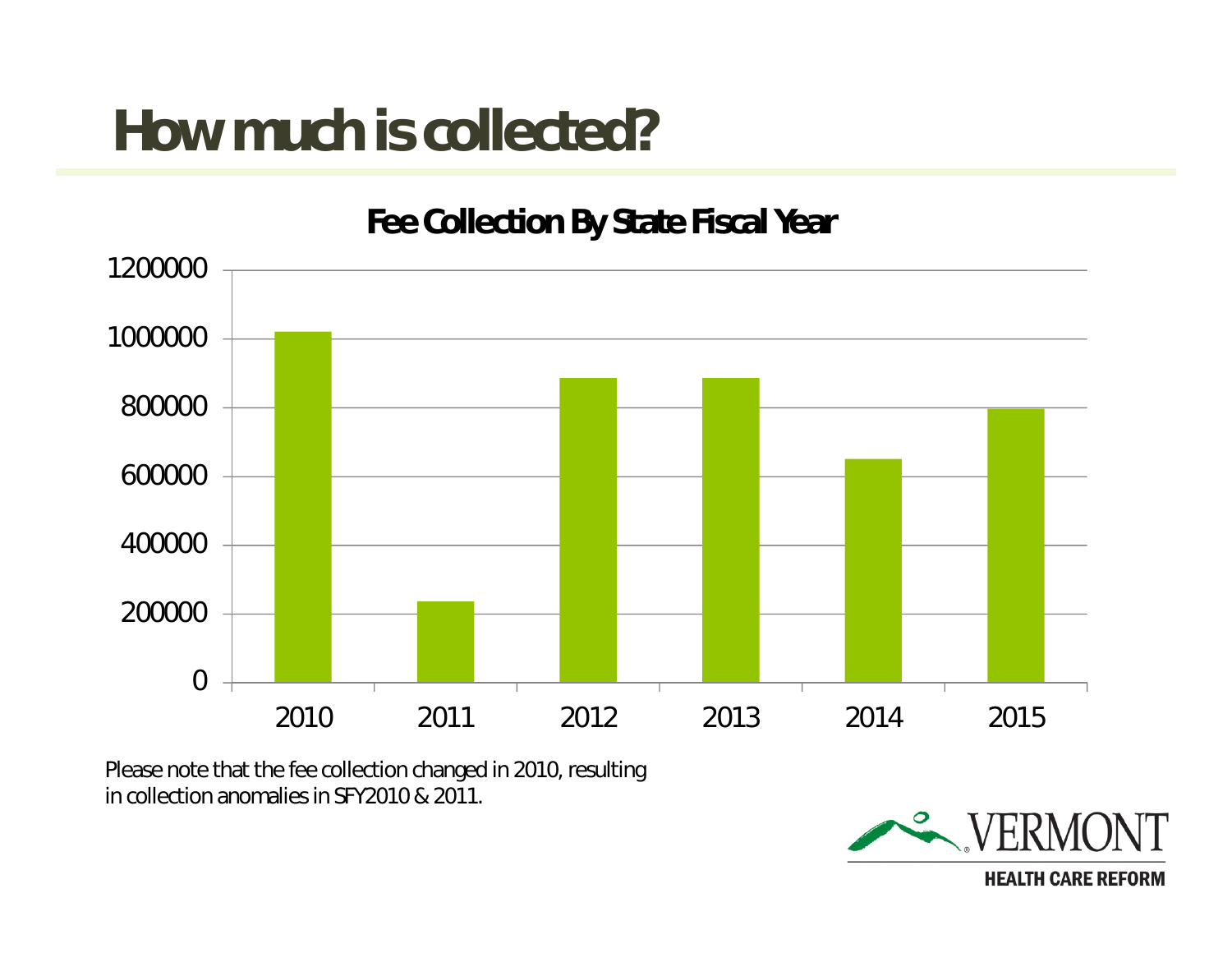# How much is collected?

**Fee Collection By State Fiscal Year**

| Year | Fee Collection |
|---|---|
| 2010 | ~1,020,000 |
| 2011 | ~235,000 |
| 2012 | ~885,000 |
| 2013 | ~885,000 |
| 2014 | ~650,000 |
| 2015 | ~795,000 |

Please note that the fee collection changed in 2010, resulting in collection anomalies in SFY2010 & 2011.

VERMONT
HEALTH CARE REFORM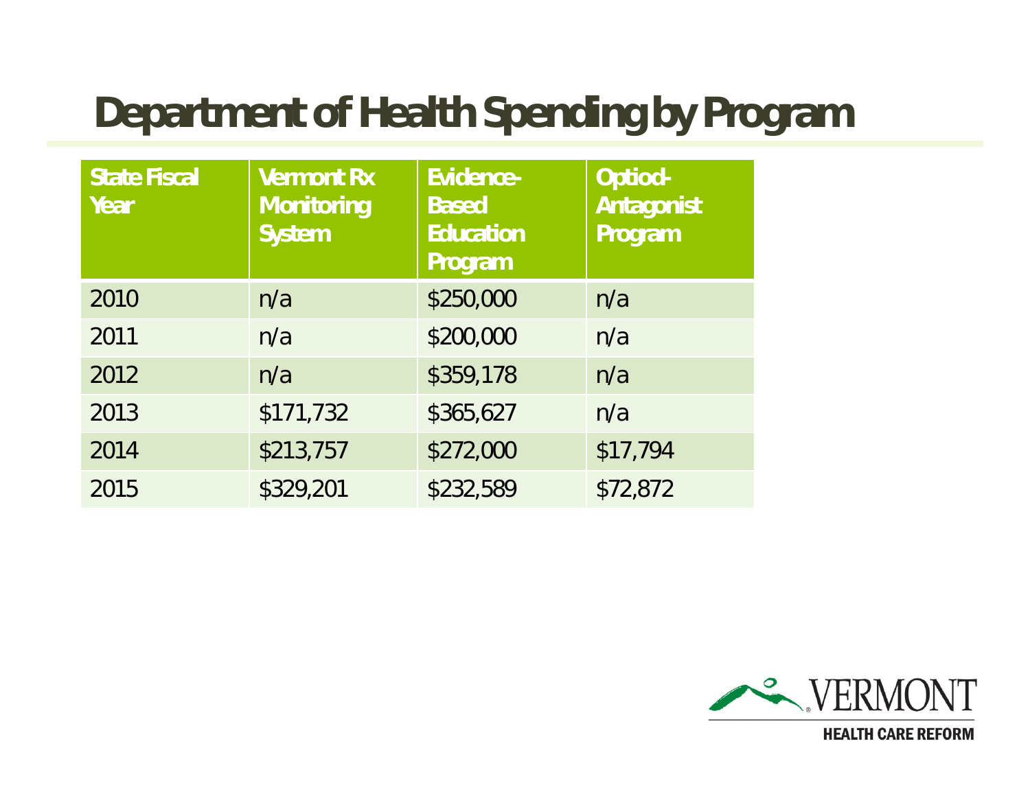# Department of Health Spending by Program

| State Fiscal Year | Vermont Rx Monitoring System | Evidence-Based Education Program | Optiod-Antagonist Program |
|---|---|---|---|
| 2010 | n/a | $250,000 | n/a |
| 2011 | n/a | $200,000 | n/a |
| 2012 | n/a | $359,178 | n/a |
| 2013 | $171,732 | $365,627 | n/a |
| 2014 | $213,757 | $272,000 | $17,794 |
| 2015 | $329,201 | $232,589 | $72,872 |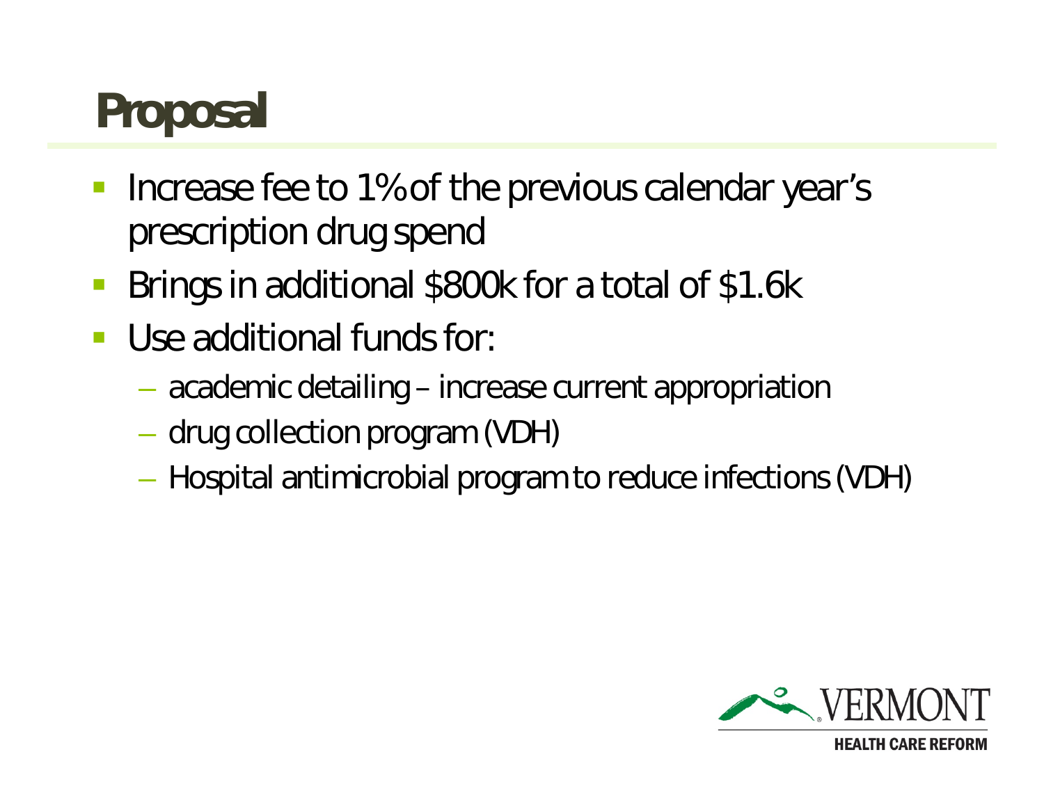# Proposal

- Increase fee to 1% of the previous calendar year's prescription drug spend
- Brings in additional $800k for a total of $1.6k
- Use additional funds for:
  - academic detailing – increase current appropriation
  - drug collection program (VDH)
  - Hospital antimicrobial program to reduce infections (VDH)

VERMONT
HEALTH CARE REFORM